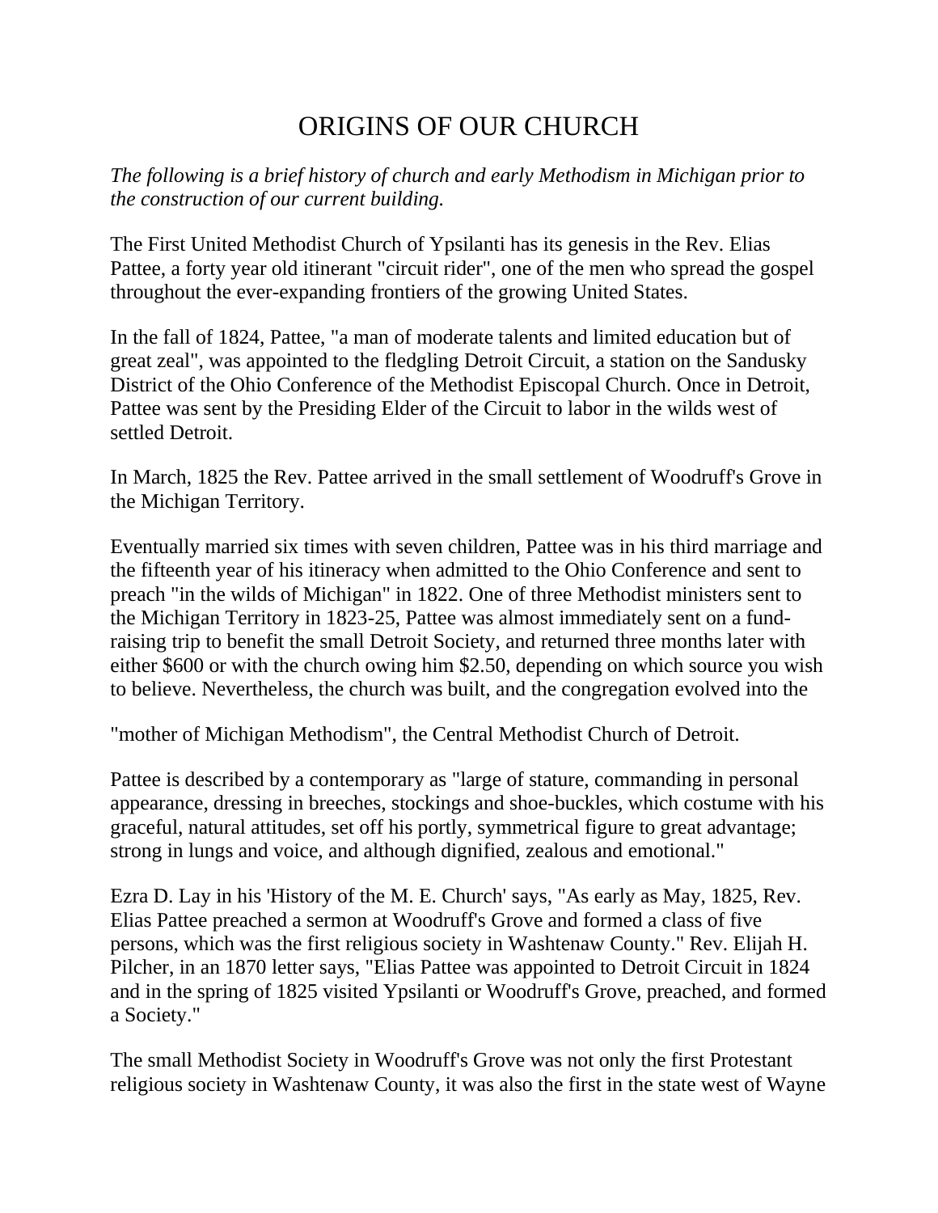# ORIGINS OF OUR CHURCH

*The following is a brief history of church and early Methodism in Michigan prior to the construction of our current building.*

The First United Methodist Church of Ypsilanti has its genesis in the Rev. Elias Pattee, a forty year old itinerant "circuit rider", one of the men who spread the gospel throughout the ever-expanding frontiers of the growing United States.

In the fall of 1824, Pattee, "a man of moderate talents and limited education but of great zeal", was appointed to the fledgling Detroit Circuit, a station on the Sandusky District of the Ohio Conference of the Methodist Episcopal Church. Once in Detroit, Pattee was sent by the Presiding Elder of the Circuit to labor in the wilds west of settled Detroit.

In March, 1825 the Rev. Pattee arrived in the small settlement of Woodruff's Grove in the Michigan Territory.

Eventually married six times with seven children, Pattee was in his third marriage and the fifteenth year of his itineracy when admitted to the Ohio Conference and sent to preach "in the wilds of Michigan" in 1822. One of three Methodist ministers sent to the Michigan Territory in 1823-25, Pattee was almost immediately sent on a fund-raising trip to benefit the small Detroit Society, and returned three months later with either $600 or with the church owing him $2.50, depending on which source you wish to believe. Nevertheless, the church was built, and the congregation evolved into the "mother of Michigan Methodism", the Central Methodist Church of Detroit.

Pattee is described by a contemporary as "large of stature, commanding in personal appearance, dressing in breeches, stockings and shoe-buckles, which costume with his graceful, natural attitudes, set off his portly, symmetrical figure to great advantage; strong in lungs and voice, and although dignified, zealous and emotional."

Ezra D. Lay in his 'History of the M. E. Church' says, "As early as May, 1825, Rev. Elias Pattee preached a sermon at Woodruff's Grove and formed a class of five persons, which was the first religious society in Washtenaw County." Rev. Elijah H. Pilcher, in an 1870 letter says, "Elias Pattee was appointed to Detroit Circuit in 1824 and in the spring of 1825 visited Ypsilanti or Woodruff's Grove, preached, and formed a Society."

The small Methodist Society in Woodruff's Grove was not only the first Protestant religious society in Washtenaw County, it was also the first in the state west of Wayne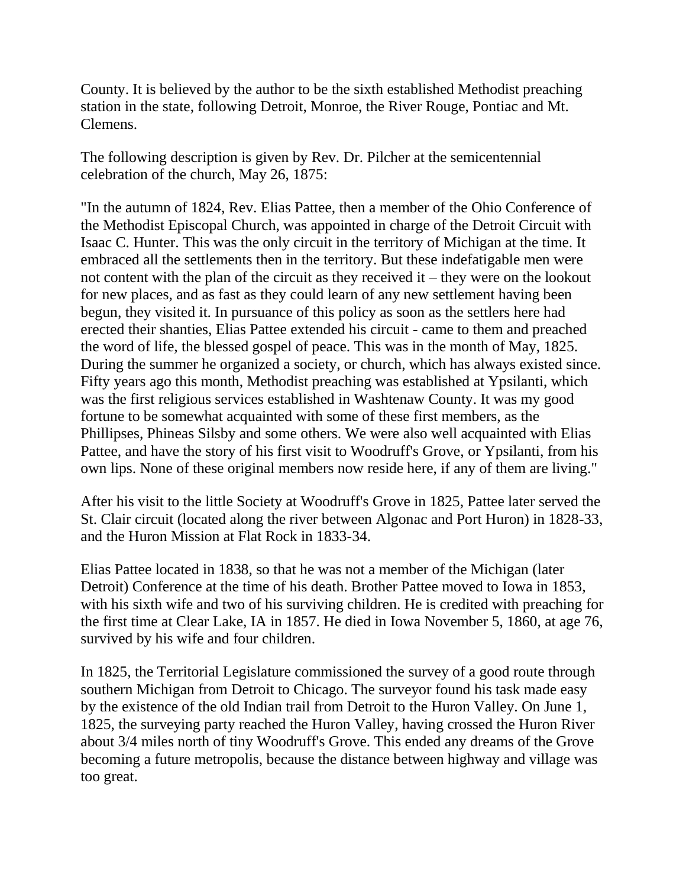County. It is believed by the author to be the sixth established Methodist preaching station in the state, following Detroit, Monroe, the River Rouge, Pontiac and Mt. Clemens.

The following description is given by Rev. Dr. Pilcher at the semicentennial celebration of the church, May 26, 1875:

"In the autumn of 1824, Rev. Elias Pattee, then a member of the Ohio Conference of the Methodist Episcopal Church, was appointed in charge of the Detroit Circuit with Isaac C. Hunter. This was the only circuit in the territory of Michigan at the time. It embraced all the settlements then in the territory. But these indefatigable men were not content with the plan of the circuit as they received it – they were on the lookout for new places, and as fast as they could learn of any new settlement having been begun, they visited it. In pursuance of this policy as soon as the settlers here had erected their shanties, Elias Pattee extended his circuit - came to them and preached the word of life, the blessed gospel of peace. This was in the month of May, 1825. During the summer he organized a society, or church, which has always existed since. Fifty years ago this month, Methodist preaching was established at Ypsilanti, which was the first religious services established in Washtenaw County. It was my good fortune to be somewhat acquainted with some of these first members, as the Phillipses, Phineas Silsby and some others. We were also well acquainted with Elias Pattee, and have the story of his first visit to Woodruff's Grove, or Ypsilanti, from his own lips. None of these original members now reside here, if any of them are living."

After his visit to the little Society at Woodruff's Grove in 1825, Pattee later served the St. Clair circuit (located along the river between Algonac and Port Huron) in 1828-33, and the Huron Mission at Flat Rock in 1833-34.

Elias Pattee located in 1838, so that he was not a member of the Michigan (later Detroit) Conference at the time of his death. Brother Pattee moved to Iowa in 1853, with his sixth wife and two of his surviving children. He is credited with preaching for the first time at Clear Lake, IA in 1857. He died in Iowa November 5, 1860, at age 76, survived by his wife and four children.

In 1825, the Territorial Legislature commissioned the survey of a good route through southern Michigan from Detroit to Chicago. The surveyor found his task made easy by the existence of the old Indian trail from Detroit to the Huron Valley. On June 1, 1825, the surveying party reached the Huron Valley, having crossed the Huron River about 3/4 miles north of tiny Woodruff's Grove. This ended any dreams of the Grove becoming a future metropolis, because the distance between highway and village was too great.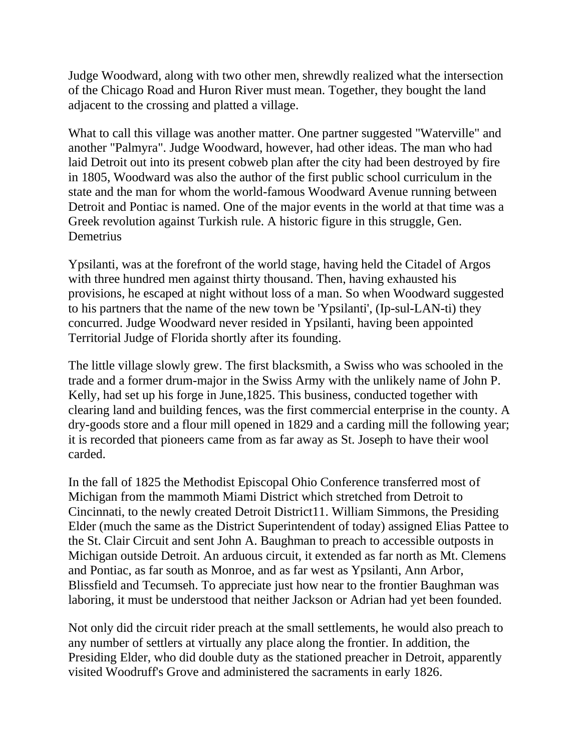Judge Woodward, along with two other men, shrewdly realized what the intersection of the Chicago Road and Huron River must mean. Together, they bought the land adjacent to the crossing and platted a village.

What to call this village was another matter. One partner suggested "Waterville" and another "Palmyra". Judge Woodward, however, had other ideas. The man who had laid Detroit out into its present cobweb plan after the city had been destroyed by fire in 1805, Woodward was also the author of the first public school curriculum in the state and the man for whom the world-famous Woodward Avenue running between Detroit and Pontiac is named. One of the major events in the world at that time was a Greek revolution against Turkish rule. A historic figure in this struggle, Gen. Demetrius

Ypsilanti, was at the forefront of the world stage, having held the Citadel of Argos with three hundred men against thirty thousand. Then, having exhausted his provisions, he escaped at night without loss of a man. So when Woodward suggested to his partners that the name of the new town be 'Ypsilanti', (Ip-sul-LAN-ti) they concurred. Judge Woodward never resided in Ypsilanti, having been appointed Territorial Judge of Florida shortly after its founding.

The little village slowly grew. The first blacksmith, a Swiss who was schooled in the trade and a former drum-major in the Swiss Army with the unlikely name of John P. Kelly, had set up his forge in June,1825. This business, conducted together with clearing land and building fences, was the first commercial enterprise in the county. A dry-goods store and a flour mill opened in 1829 and a carding mill the following year; it is recorded that pioneers came from as far away as St. Joseph to have their wool carded.

In the fall of 1825 the Methodist Episcopal Ohio Conference transferred most of Michigan from the mammoth Miami District which stretched from Detroit to Cincinnati, to the newly created Detroit District[11]. William Simmons, the Presiding Elder (much the same as the District Superintendent of today) assigned Elias Pattee to the St. Clair Circuit and sent John A. Baughman to preach to accessible outposts in Michigan outside Detroit. An arduous circuit, it extended as far north as Mt. Clemens and Pontiac, as far south as Monroe, and as far west as Ypsilanti, Ann Arbor, Blissfield and Tecumseh. To appreciate just how near to the frontier Baughman was laboring, it must be understood that neither Jackson or Adrian had yet been founded.

Not only did the circuit rider preach at the small settlements, he would also preach to any number of settlers at virtually any place along the frontier. In addition, the Presiding Elder, who did double duty as the stationed preacher in Detroit, apparently visited Woodruff's Grove and administered the sacraments in early 1826.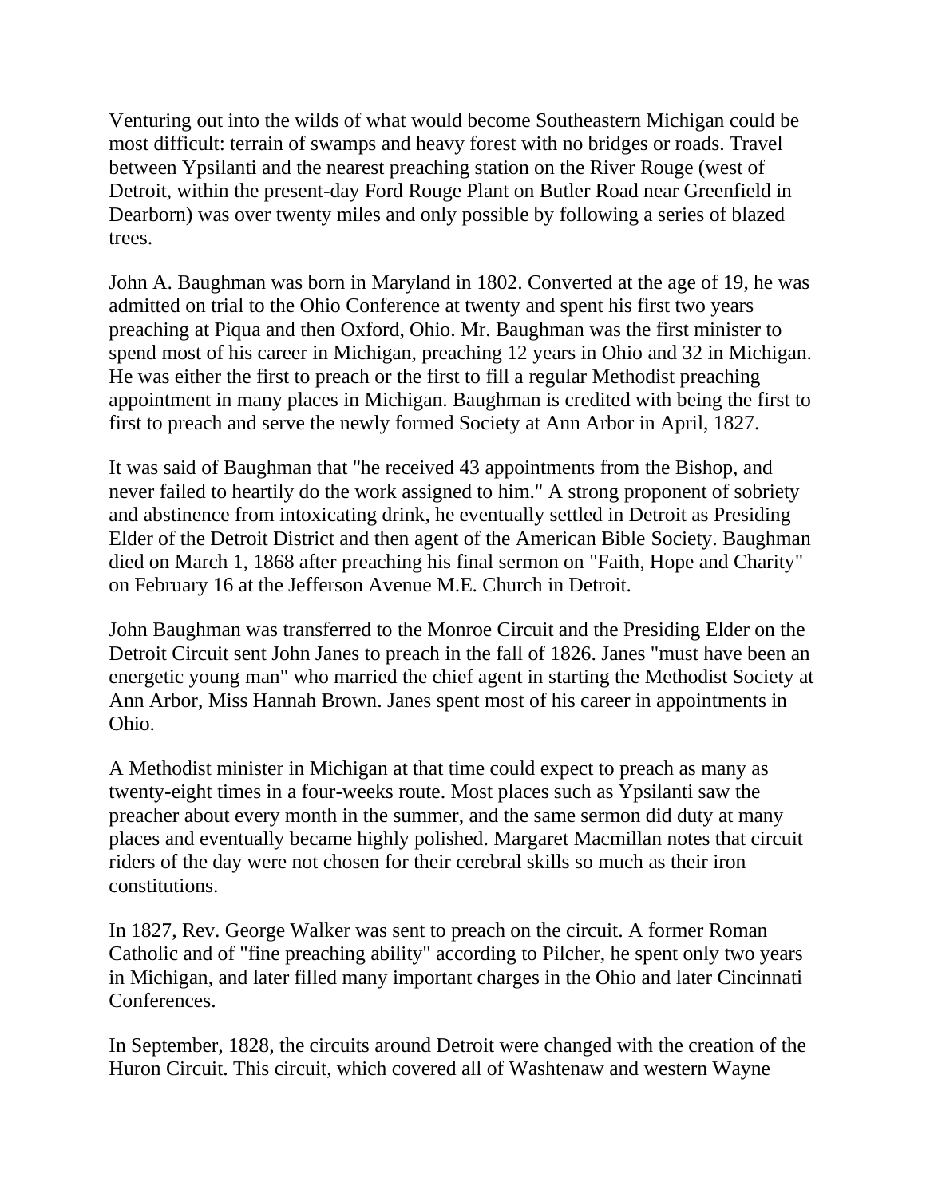Venturing out into the wilds of what would become Southeastern Michigan could be most difficult: terrain of swamps and heavy forest with no bridges or roads. Travel between Ypsilanti and the nearest preaching station on the River Rouge (west of Detroit, within the present-day Ford Rouge Plant on Butler Road near Greenfield in Dearborn) was over twenty miles and only possible by following a series of blazed trees.

John A. Baughman was born in Maryland in 1802. Converted at the age of 19, he was admitted on trial to the Ohio Conference at twenty and spent his first two years preaching at Piqua and then Oxford, Ohio. Mr. Baughman was the first minister to spend most of his career in Michigan, preaching 12 years in Ohio and 32 in Michigan. He was either the first to preach or the first to fill a regular Methodist preaching appointment in many places in Michigan. Baughman is credited with being the first to first to preach and serve the newly formed Society at Ann Arbor in April, 1827.

It was said of Baughman that "he received 43 appointments from the Bishop, and never failed to heartily do the work assigned to him." A strong proponent of sobriety and abstinence from intoxicating drink, he eventually settled in Detroit as Presiding Elder of the Detroit District and then agent of the American Bible Society. Baughman died on March 1, 1868 after preaching his final sermon on "Faith, Hope and Charity" on February 16 at the Jefferson Avenue M.E. Church in Detroit.

John Baughman was transferred to the Monroe Circuit and the Presiding Elder on the Detroit Circuit sent John Janes to preach in the fall of 1826. Janes "must have been an energetic young man" who married the chief agent in starting the Methodist Society at Ann Arbor, Miss Hannah Brown. Janes spent most of his career in appointments in Ohio.

A Methodist minister in Michigan at that time could expect to preach as many as twenty-eight times in a four-weeks route. Most places such as Ypsilanti saw the preacher about every month in the summer, and the same sermon did duty at many places and eventually became highly polished. Margaret Macmillan notes that circuit riders of the day were not chosen for their cerebral skills so much as their iron constitutions.

In 1827, Rev. George Walker was sent to preach on the circuit. A former Roman Catholic and of "fine preaching ability" according to Pilcher, he spent only two years in Michigan, and later filled many important charges in the Ohio and later Cincinnati Conferences.

In September, 1828, the circuits around Detroit were changed with the creation of the Huron Circuit. This circuit, which covered all of Washtenaw and western Wayne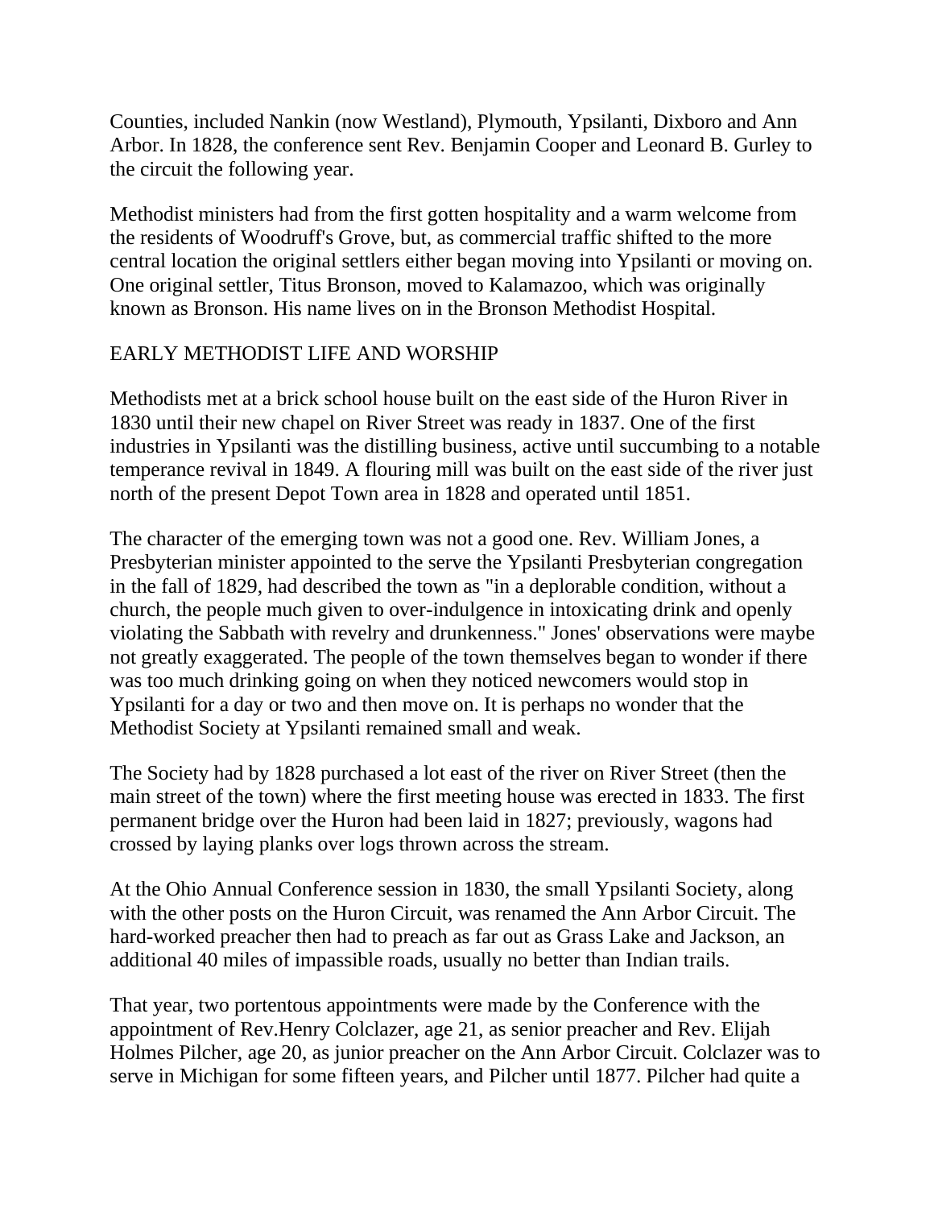Counties, included Nankin (now Westland), Plymouth, Ypsilanti, Dixboro and Ann Arbor. In 1828, the conference sent Rev. Benjamin Cooper and Leonard B. Gurley to the circuit the following year.

Methodist ministers had from the first gotten hospitality and a warm welcome from the residents of Woodruff's Grove, but, as commercial traffic shifted to the more central location the original settlers either began moving into Ypsilanti or moving on. One original settler, Titus Bronson, moved to Kalamazoo, which was originally known as Bronson. His name lives on in the Bronson Methodist Hospital.

## EARLY METHODIST LIFE AND WORSHIP

Methodists met at a brick school house built on the east side of the Huron River in 1830 until their new chapel on River Street was ready in 1837. One of the first industries in Ypsilanti was the distilling business, active until succumbing to a notable temperance revival in 1849. A flouring mill was built on the east side of the river just north of the present Depot Town area in 1828 and operated until 1851.

The character of the emerging town was not a good one. Rev. William Jones, a Presbyterian minister appointed to the serve the Ypsilanti Presbyterian congregation in the fall of 1829, had described the town as "in a deplorable condition, without a church, the people much given to over-indulgence in intoxicating drink and openly violating the Sabbath with revelry and drunkenness." Jones' observations were maybe not greatly exaggerated. The people of the town themselves began to wonder if there was too much drinking going on when they noticed newcomers would stop in Ypsilanti for a day or two and then move on. It is perhaps no wonder that the Methodist Society at Ypsilanti remained small and weak.

The Society had by 1828 purchased a lot east of the river on River Street (then the main street of the town) where the first meeting house was erected in 1833. The first permanent bridge over the Huron had been laid in 1827; previously, wagons had crossed by laying planks over logs thrown across the stream.

At the Ohio Annual Conference session in 1830, the small Ypsilanti Society, along with the other posts on the Huron Circuit, was renamed the Ann Arbor Circuit. The hard-worked preacher then had to preach as far out as Grass Lake and Jackson, an additional 40 miles of impassible roads, usually no better than Indian trails.

That year, two portentous appointments were made by the Conference with the appointment of Rev.Henry Colclazer, age 21, as senior preacher and Rev. Elijah Holmes Pilcher, age 20, as junior preacher on the Ann Arbor Circuit. Colclazer was to serve in Michigan for some fifteen years, and Pilcher until 1877. Pilcher had quite a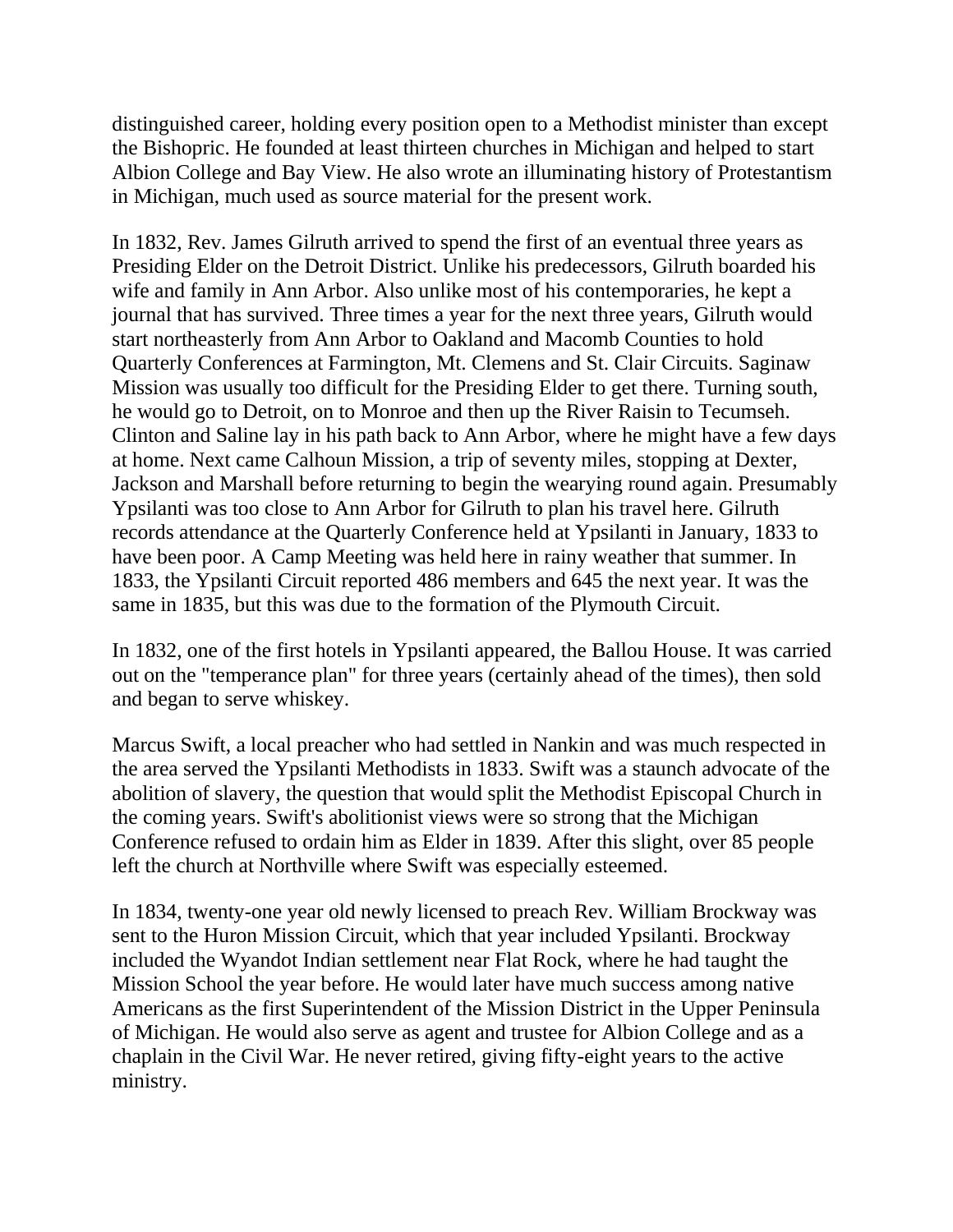distinguished career, holding every position open to a Methodist minister than except the Bishopric. He founded at least thirteen churches in Michigan and helped to start Albion College and Bay View. He also wrote an illuminating history of Protestantism in Michigan, much used as source material for the present work.

In 1832, Rev. James Gilruth arrived to spend the first of an eventual three years as Presiding Elder on the Detroit District. Unlike his predecessors, Gilruth boarded his wife and family in Ann Arbor. Also unlike most of his contemporaries, he kept a journal that has survived. Three times a year for the next three years, Gilruth would start northeasterly from Ann Arbor to Oakland and Macomb Counties to hold Quarterly Conferences at Farmington, Mt. Clemens and St. Clair Circuits. Saginaw Mission was usually too difficult for the Presiding Elder to get there. Turning south, he would go to Detroit, on to Monroe and then up the River Raisin to Tecumseh. Clinton and Saline lay in his path back to Ann Arbor, where he might have a few days at home. Next came Calhoun Mission, a trip of seventy miles, stopping at Dexter, Jackson and Marshall before returning to begin the wearying round again. Presumably Ypsilanti was too close to Ann Arbor for Gilruth to plan his travel here. Gilruth records attendance at the Quarterly Conference held at Ypsilanti in January, 1833 to have been poor. A Camp Meeting was held here in rainy weather that summer. In 1833, the Ypsilanti Circuit reported 486 members and 645 the next year. It was the same in 1835, but this was due to the formation of the Plymouth Circuit.

In 1832, one of the first hotels in Ypsilanti appeared, the Ballou House. It was carried out on the "temperance plan" for three years (certainly ahead of the times), then sold and began to serve whiskey.

Marcus Swift, a local preacher who had settled in Nankin and was much respected in the area served the Ypsilanti Methodists in 1833. Swift was a staunch advocate of the abolition of slavery, the question that would split the Methodist Episcopal Church in the coming years. Swift's abolitionist views were so strong that the Michigan Conference refused to ordain him as Elder in 1839. After this slight, over 85 people left the church at Northville where Swift was especially esteemed.

In 1834, twenty-one year old newly licensed to preach Rev. William Brockway was sent to the Huron Mission Circuit, which that year included Ypsilanti. Brockway included the Wyandot Indian settlement near Flat Rock, where he had taught the Mission School the year before. He would later have much success among native Americans as the first Superintendent of the Mission District in the Upper Peninsula of Michigan. He would also serve as agent and trustee for Albion College and as a chaplain in the Civil War. He never retired, giving fifty-eight years to the active ministry.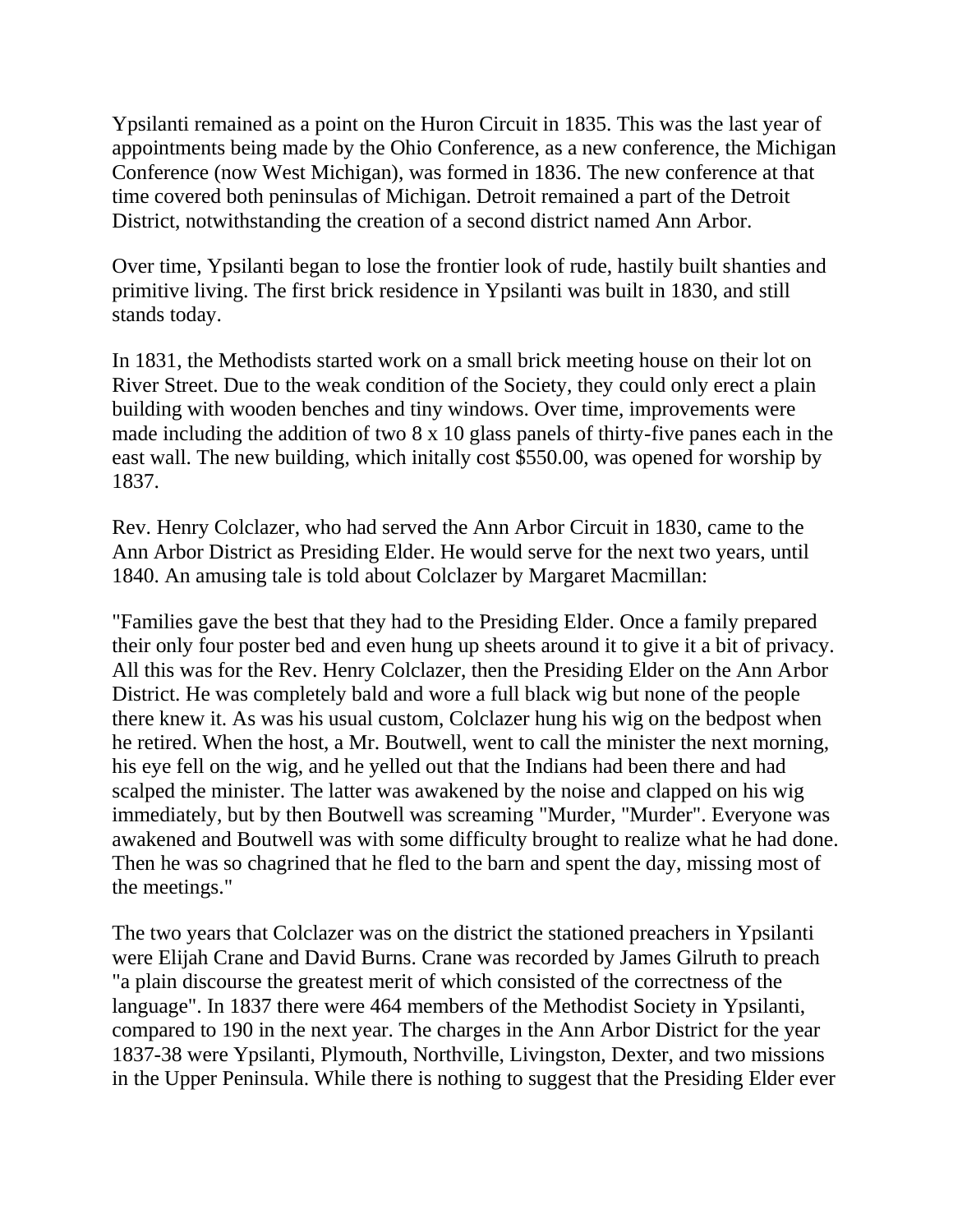Ypsilanti remained as a point on the Huron Circuit in 1835. This was the last year of appointments being made by the Ohio Conference, as a new conference, the Michigan Conference (now West Michigan), was formed in 1836. The new conference at that time covered both peninsulas of Michigan. Detroit remained a part of the Detroit District, notwithstanding the creation of a second district named Ann Arbor.

Over time, Ypsilanti began to lose the frontier look of rude, hastily built shanties and primitive living. The first brick residence in Ypsilanti was built in 1830, and still stands today.

In 1831, the Methodists started work on a small brick meeting house on their lot on River Street. Due to the weak condition of the Society, they could only erect a plain building with wooden benches and tiny windows. Over time, improvements were made including the addition of two 8 x 10 glass panels of thirty-five panes each in the east wall. The new building, which initally cost $550.00, was opened for worship by 1837.

Rev. Henry Colclazer, who had served the Ann Arbor Circuit in 1830, came to the Ann Arbor District as Presiding Elder. He would serve for the next two years, until 1840. An amusing tale is told about Colclazer by Margaret Macmillan:

"Families gave the best that they had to the Presiding Elder. Once a family prepared their only four poster bed and even hung up sheets around it to give it a bit of privacy. All this was for the Rev. Henry Colclazer, then the Presiding Elder on the Ann Arbor District. He was completely bald and wore a full black wig but none of the people there knew it. As was his usual custom, Colclazer hung his wig on the bedpost when he retired. When the host, a Mr. Boutwell, went to call the minister the next morning, his eye fell on the wig, and he yelled out that the Indians had been there and had scalped the minister. The latter was awakened by the noise and clapped on his wig immediately, but by then Boutwell was screaming "Murder, "Murder". Everyone was awakened and Boutwell was with some difficulty brought to realize what he had done. Then he was so chagrined that he fled to the barn and spent the day, missing most of the meetings."

The two years that Colclazer was on the district the stationed preachers in Ypsilanti were Elijah Crane and David Burns. Crane was recorded by James Gilruth to preach "a plain discourse the greatest merit of which consisted of the correctness of the language". In 1837 there were 464 members of the Methodist Society in Ypsilanti, compared to 190 in the next year. The charges in the Ann Arbor District for the year 1837-38 were Ypsilanti, Plymouth, Northville, Livingston, Dexter, and two missions in the Upper Peninsula. While there is nothing to suggest that the Presiding Elder ever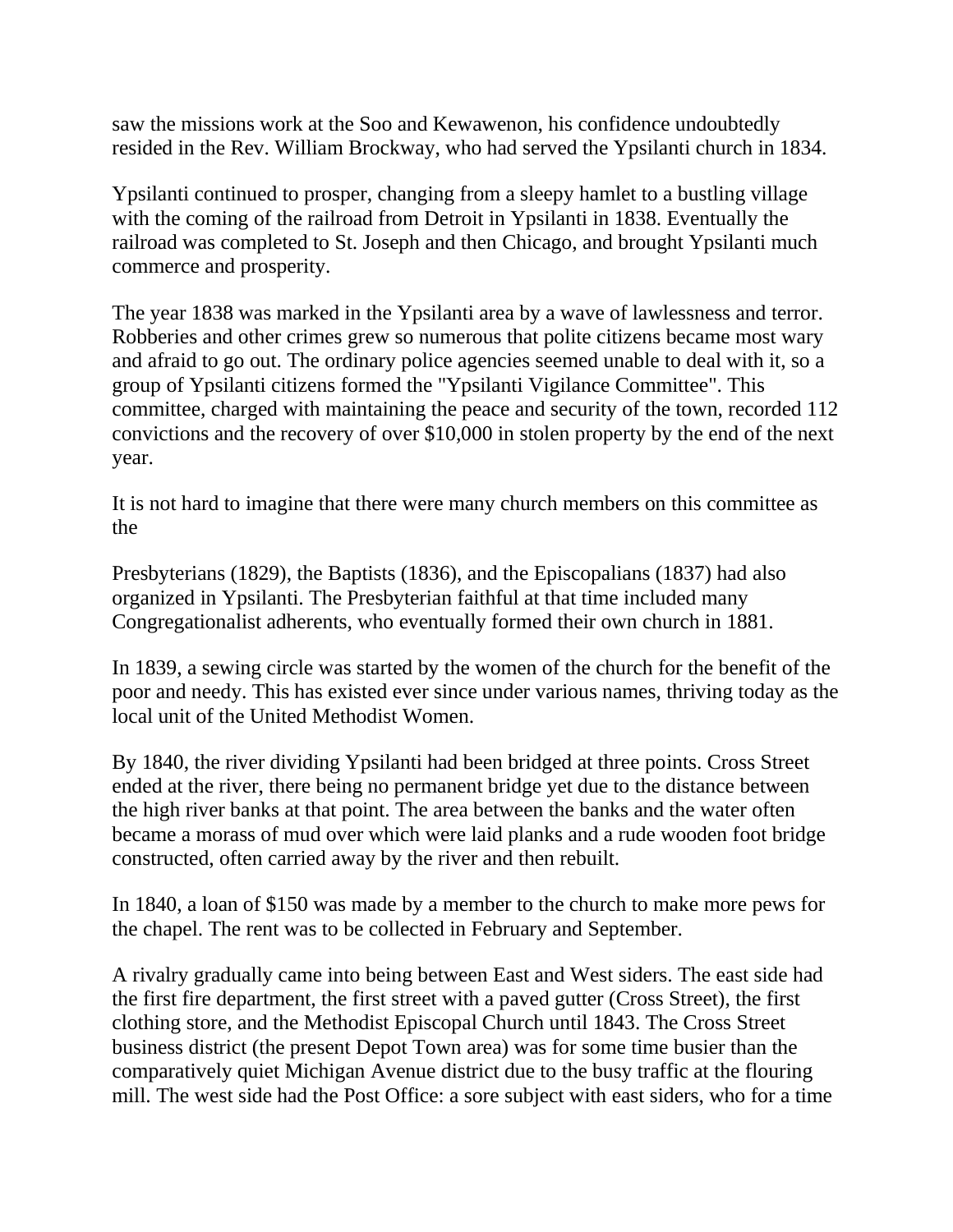saw the missions work at the Soo and Kewawenon, his confidence undoubtedly resided in the Rev. William Brockway, who had served the Ypsilanti church in 1834.

Ypsilanti continued to prosper, changing from a sleepy hamlet to a bustling village with the coming of the railroad from Detroit in Ypsilanti in 1838. Eventually the railroad was completed to St. Joseph and then Chicago, and brought Ypsilanti much commerce and prosperity.

The year 1838 was marked in the Ypsilanti area by a wave of lawlessness and terror. Robberies and other crimes grew so numerous that polite citizens became most wary and afraid to go out. The ordinary police agencies seemed unable to deal with it, so a group of Ypsilanti citizens formed the "Ypsilanti Vigilance Committee". This committee, charged with maintaining the peace and security of the town, recorded 112 convictions and the recovery of over $10,000 in stolen property by the end of the next year.

It is not hard to imagine that there were many church members on this committee as the

Presbyterians (1829), the Baptists (1836), and the Episcopalians (1837) had also organized in Ypsilanti. The Presbyterian faithful at that time included many Congregationalist adherents, who eventually formed their own church in 1881.

In 1839, a sewing circle was started by the women of the church for the benefit of the poor and needy. This has existed ever since under various names, thriving today as the local unit of the United Methodist Women.

By 1840, the river dividing Ypsilanti had been bridged at three points. Cross Street ended at the river, there being no permanent bridge yet due to the distance between the high river banks at that point. The area between the banks and the water often became a morass of mud over which were laid planks and a rude wooden foot bridge constructed, often carried away by the river and then rebuilt.

In 1840, a loan of $150 was made by a member to the church to make more pews for the chapel. The rent was to be collected in February and September.

A rivalry gradually came into being between East and West siders. The east side had the first fire department, the first street with a paved gutter (Cross Street), the first clothing store, and the Methodist Episcopal Church until 1843. The Cross Street business district (the present Depot Town area) was for some time busier than the comparatively quiet Michigan Avenue district due to the busy traffic at the flouring mill. The west side had the Post Office: a sore subject with east siders, who for a time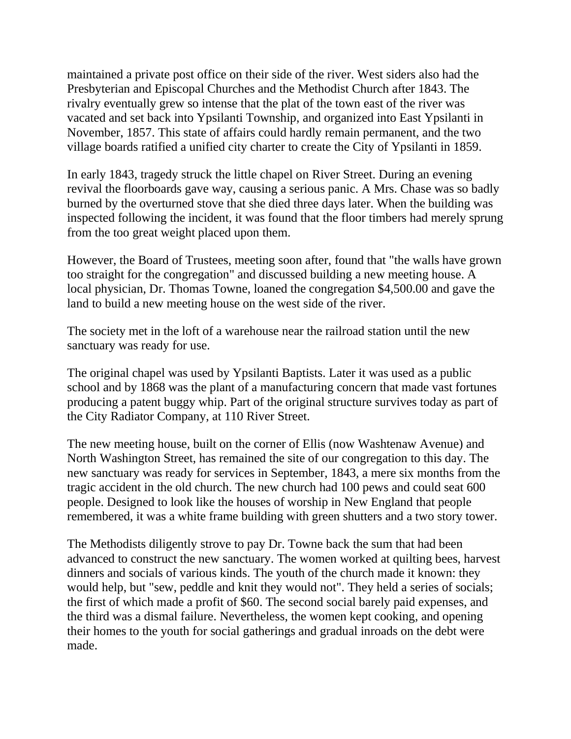maintained a private post office on their side of the river. West siders also had the Presbyterian and Episcopal Churches and the Methodist Church after 1843. The rivalry eventually grew so intense that the plat of the town east of the river was vacated and set back into Ypsilanti Township, and organized into East Ypsilanti in November, 1857. This state of affairs could hardly remain permanent, and the two village boards ratified a unified city charter to create the City of Ypsilanti in 1859.

In early 1843, tragedy struck the little chapel on River Street. During an evening revival the floorboards gave way, causing a serious panic. A Mrs. Chase was so badly burned by the overturned stove that she died three days later. When the building was inspected following the incident, it was found that the floor timbers had merely sprung from the too great weight placed upon them.

However, the Board of Trustees, meeting soon after, found that "the walls have grown too straight for the congregation" and discussed building a new meeting house. A local physician, Dr. Thomas Towne, loaned the congregation $4,500.00 and gave the land to build a new meeting house on the west side of the river.

The society met in the loft of a warehouse near the railroad station until the new sanctuary was ready for use.

The original chapel was used by Ypsilanti Baptists. Later it was used as a public school and by 1868 was the plant of a manufacturing concern that made vast fortunes producing a patent buggy whip. Part of the original structure survives today as part of the City Radiator Company, at 110 River Street.

The new meeting house, built on the corner of Ellis (now Washtenaw Avenue) and North Washington Street, has remained the site of our congregation to this day. The new sanctuary was ready for services in September, 1843, a mere six months from the tragic accident in the old church. The new church had 100 pews and could seat 600 people. Designed to look like the houses of worship in New England that people remembered, it was a white frame building with green shutters and a two story tower.

The Methodists diligently strove to pay Dr. Towne back the sum that had been advanced to construct the new sanctuary. The women worked at quilting bees, harvest dinners and socials of various kinds. The youth of the church made it known: they would help, but "sew, peddle and knit they would not". They held a series of socials; the first of which made a profit of $60. The second social barely paid expenses, and the third was a dismal failure. Nevertheless, the women kept cooking, and opening their homes to the youth for social gatherings and gradual inroads on the debt were made.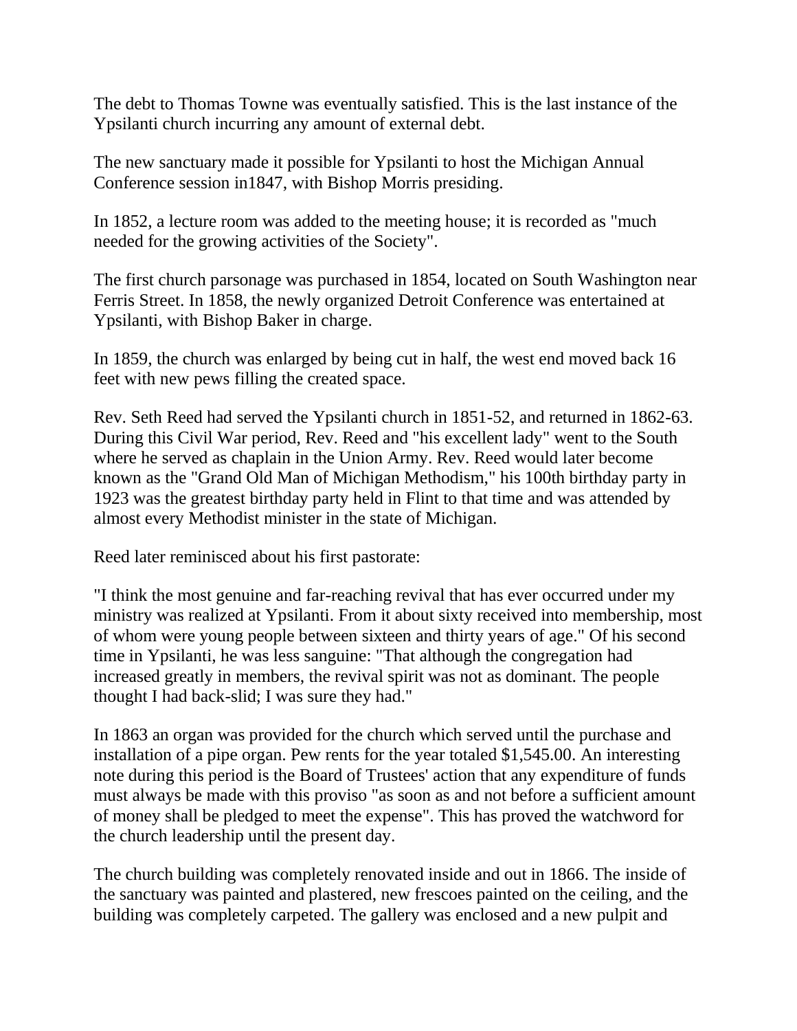The debt to Thomas Towne was eventually satisfied. This is the last instance of the Ypsilanti church incurring any amount of external debt.

The new sanctuary made it possible for Ypsilanti to host the Michigan Annual Conference session in1847, with Bishop Morris presiding.

In 1852, a lecture room was added to the meeting house; it is recorded as "much needed for the growing activities of the Society".

The first church parsonage was purchased in 1854, located on South Washington near Ferris Street. In 1858, the newly organized Detroit Conference was entertained at Ypsilanti, with Bishop Baker in charge.

In 1859, the church was enlarged by being cut in half, the west end moved back 16 feet with new pews filling the created space.

Rev. Seth Reed had served the Ypsilanti church in 1851-52, and returned in 1862-63. During this Civil War period, Rev. Reed and "his excellent lady" went to the South where he served as chaplain in the Union Army. Rev. Reed would later become known as the "Grand Old Man of Michigan Methodism," his 100th birthday party in 1923 was the greatest birthday party held in Flint to that time and was attended by almost every Methodist minister in the state of Michigan.

Reed later reminisced about his first pastorate:

"I think the most genuine and far-reaching revival that has ever occurred under my ministry was realized at Ypsilanti. From it about sixty received into membership, most of whom were young people between sixteen and thirty years of age." Of his second time in Ypsilanti, he was less sanguine: "That although the congregation had increased greatly in members, the revival spirit was not as dominant. The people thought I had back-slid; I was sure they had."

In 1863 an organ was provided for the church which served until the purchase and installation of a pipe organ. Pew rents for the year totaled $1,545.00. An interesting note during this period is the Board of Trustees' action that any expenditure of funds must always be made with this proviso "as soon as and not before a sufficient amount of money shall be pledged to meet the expense". This has proved the watchword for the church leadership until the present day.

The church building was completely renovated inside and out in 1866. The inside of the sanctuary was painted and plastered, new frescoes painted on the ceiling, and the building was completely carpeted. The gallery was enclosed and a new pulpit and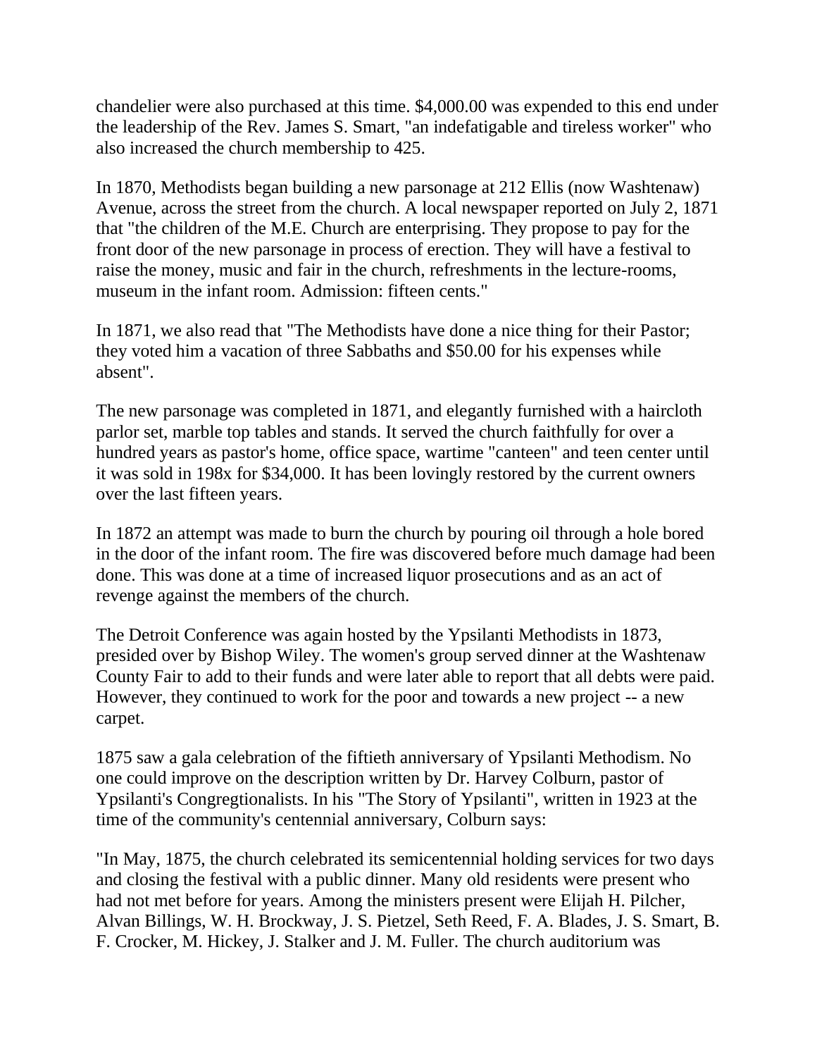chandelier were also purchased at this time. $4,000.00 was expended to this end under the leadership of the Rev. James S. Smart, "an indefatigable and tireless worker" who also increased the church membership to 425.

In 1870, Methodists began building a new parsonage at 212 Ellis (now Washtenaw) Avenue, across the street from the church. A local newspaper reported on July 2, 1871 that "the children of the M.E. Church are enterprising. They propose to pay for the front door of the new parsonage in process of erection. They will have a festival to raise the money, music and fair in the church, refreshments in the lecture-rooms, museum in the infant room. Admission: fifteen cents."

In 1871, we also read that "The Methodists have done a nice thing for their Pastor; they voted him a vacation of three Sabbaths and $50.00 for his expenses while absent".

The new parsonage was completed in 1871, and elegantly furnished with a haircloth parlor set, marble top tables and stands. It served the church faithfully for over a hundred years as pastor's home, office space, wartime "canteen" and teen center until it was sold in 198x for $34,000. It has been lovingly restored by the current owners over the last fifteen years.

In 1872 an attempt was made to burn the church by pouring oil through a hole bored in the door of the infant room. The fire was discovered before much damage had been done. This was done at a time of increased liquor prosecutions and as an act of revenge against the members of the church.

The Detroit Conference was again hosted by the Ypsilanti Methodists in 1873, presided over by Bishop Wiley. The women's group served dinner at the Washtenaw County Fair to add to their funds and were later able to report that all debts were paid. However, they continued to work for the poor and towards a new project -- a new carpet.

1875 saw a gala celebration of the fiftieth anniversary of Ypsilanti Methodism. No one could improve on the description written by Dr. Harvey Colburn, pastor of Ypsilanti's Congregtionalists. In his "The Story of Ypsilanti", written in 1923 at the time of the community's centennial anniversary, Colburn says:

"In May, 1875, the church celebrated its semicentennial holding services for two days and closing the festival with a public dinner. Many old residents were present who had not met before for years. Among the ministers present were Elijah H. Pilcher, Alvan Billings, W. H. Brockway, J. S. Pietzel, Seth Reed, F. A. Blades, J. S. Smart, B. F. Crocker, M. Hickey, J. Stalker and J. M. Fuller. The church auditorium was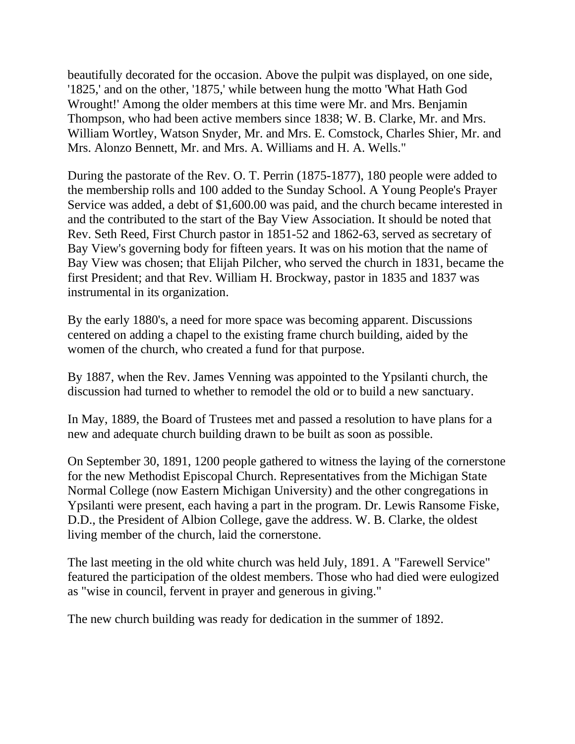beautifully decorated for the occasion. Above the pulpit was displayed, on one side, '1825,' and on the other, '1875,' while between hung the motto 'What Hath God Wrought!' Among the older members at this time were Mr. and Mrs. Benjamin Thompson, who had been active members since 1838; W. B. Clarke, Mr. and Mrs. William Wortley, Watson Snyder, Mr. and Mrs. E. Comstock, Charles Shier, Mr. and Mrs. Alonzo Bennett, Mr. and Mrs. A. Williams and H. A. Wells."

During the pastorate of the Rev. O. T. Perrin (1875-1877), 180 people were added to the membership rolls and 100 added to the Sunday School. A Young People's Prayer Service was added, a debt of $1,600.00 was paid, and the church became interested in and the contributed to the start of the Bay View Association. It should be noted that Rev. Seth Reed, First Church pastor in 1851-52 and 1862-63, served as secretary of Bay View's governing body for fifteen years. It was on his motion that the name of Bay View was chosen; that Elijah Pilcher, who served the church in 1831, became the first President; and that Rev. William H. Brockway, pastor in 1835 and 1837 was instrumental in its organization.

By the early 1880's, a need for more space was becoming apparent. Discussions centered on adding a chapel to the existing frame church building, aided by the women of the church, who created a fund for that purpose.

By 1887, when the Rev. James Venning was appointed to the Ypsilanti church, the discussion had turned to whether to remodel the old or to build a new sanctuary.

In May, 1889, the Board of Trustees met and passed a resolution to have plans for a new and adequate church building drawn to be built as soon as possible.

On September 30, 1891, 1200 people gathered to witness the laying of the cornerstone for the new Methodist Episcopal Church. Representatives from the Michigan State Normal College (now Eastern Michigan University) and the other congregations in Ypsilanti were present, each having a part in the program. Dr. Lewis Ransome Fiske, D.D., the President of Albion College, gave the address. W. B. Clarke, the oldest living member of the church, laid the cornerstone.

The last meeting in the old white church was held July, 1891. A "Farewell Service" featured the participation of the oldest members. Those who had died were eulogized as "wise in council, fervent in prayer and generous in giving."

The new church building was ready for dedication in the summer of 1892.